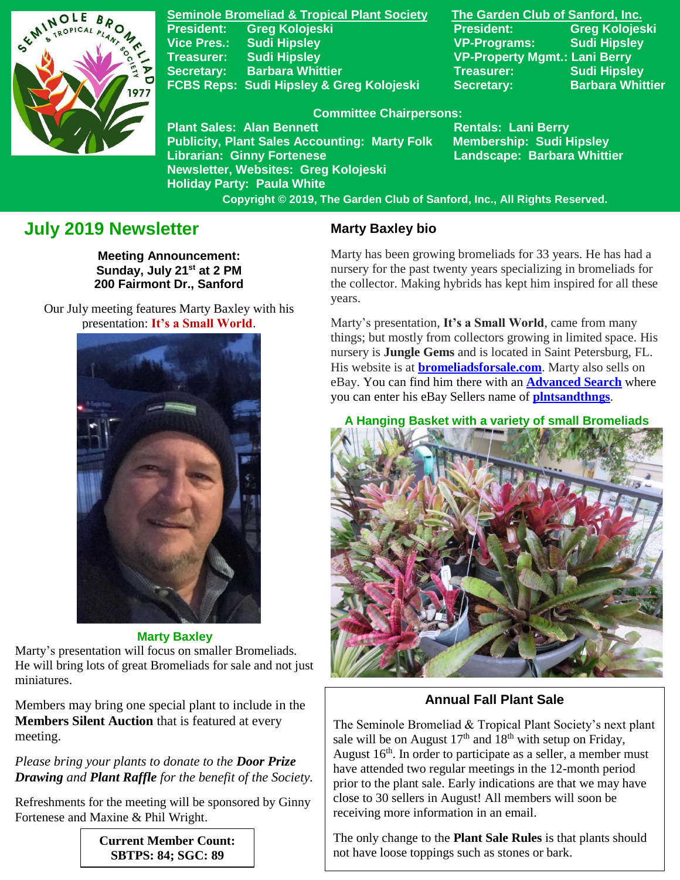**Seminole Bromeliad & Tropical Plant Society**
President: Greg Kolojeski
Vice Pres.: Sudi Hipsley
Treasurer: Sudi Hipsley
Secretary: Barbara Whittier
FCBS Reps: Sudi Hipsley & Greg Kolojeski

**The Garden Club of Sanford, Inc.**
President: Greg Kolojeski
VP-Programs: Sudi Hipsley
VP-Property Mgmt.: Lani Berry
Treasurer: Sudi Hipsley
Secretary: Barbara Whittier

**Committee Chairpersons:**
Plant Sales: Alan Bennett
Publicity, Plant Sales Accounting: Marty Folk
Librarian: Ginny Fortenese
Newsletter, Websites: Greg Kolojeski
Holiday Party: Paula White
Rentals: Lani Berry
Membership: Sudi Hipsley
Landscape: Barbara Whittier

Copyright © 2019, The Garden Club of Sanford, Inc., All Rights Reserved.

# July 2019 Newsletter

**Meeting Announcement:**
**Sunday, July 21st at 2 PM**
**200 Fairmont Dr., Sanford**

Our July meeting features Marty Baxley with his presentation: **It's a Small World**.

Marty Baxley

Marty's presentation will focus on smaller Bromeliads. He will bring lots of great Bromeliads for sale and not just miniatures.

Members may bring one special plant to include in the **Members Silent Auction** that is featured at every meeting.

*Please bring your plants to donate to the **Door Prize Drawing** and **Plant Raffle** for the benefit of the Society.*

Refreshments for the meeting will be sponsored by Ginny Fortenese and Maxine & Phil Wright.

**Current Member Count:**
**SBTPS: 84; SGC: 89**

## Marty Baxley bio

Marty has been growing bromeliads for 33 years. He has had a nursery for the past twenty years specializing in bromeliads for the collector. Making hybrids has kept him inspired for all these years.

Marty's presentation, **It's a Small World**, came from many things; but mostly from collectors growing in limited space. His nursery is **Jungle Gems** and is located in Saint Petersburg, FL. His website is at **bromeliadsforsale.com**. Marty also sells on eBay. You can find him there with an **Advanced Search** where you can enter his eBay Sellers name of **plntsandthngs**.

A Hanging Basket with a variety of small Bromeliads

## Annual Fall Plant Sale

The Seminole Bromeliad & Tropical Plant Society's next plant sale will be on August 17th and 18th with setup on Friday, August 16th. In order to participate as a seller, a member must have attended two regular meetings in the 12-month period prior to the plant sale. Early indications are that we may have close to 30 sellers in August! All members will soon be receiving more information in an email.

The only change to the **Plant Sale Rules** is that plants should not have loose toppings such as stones or bark.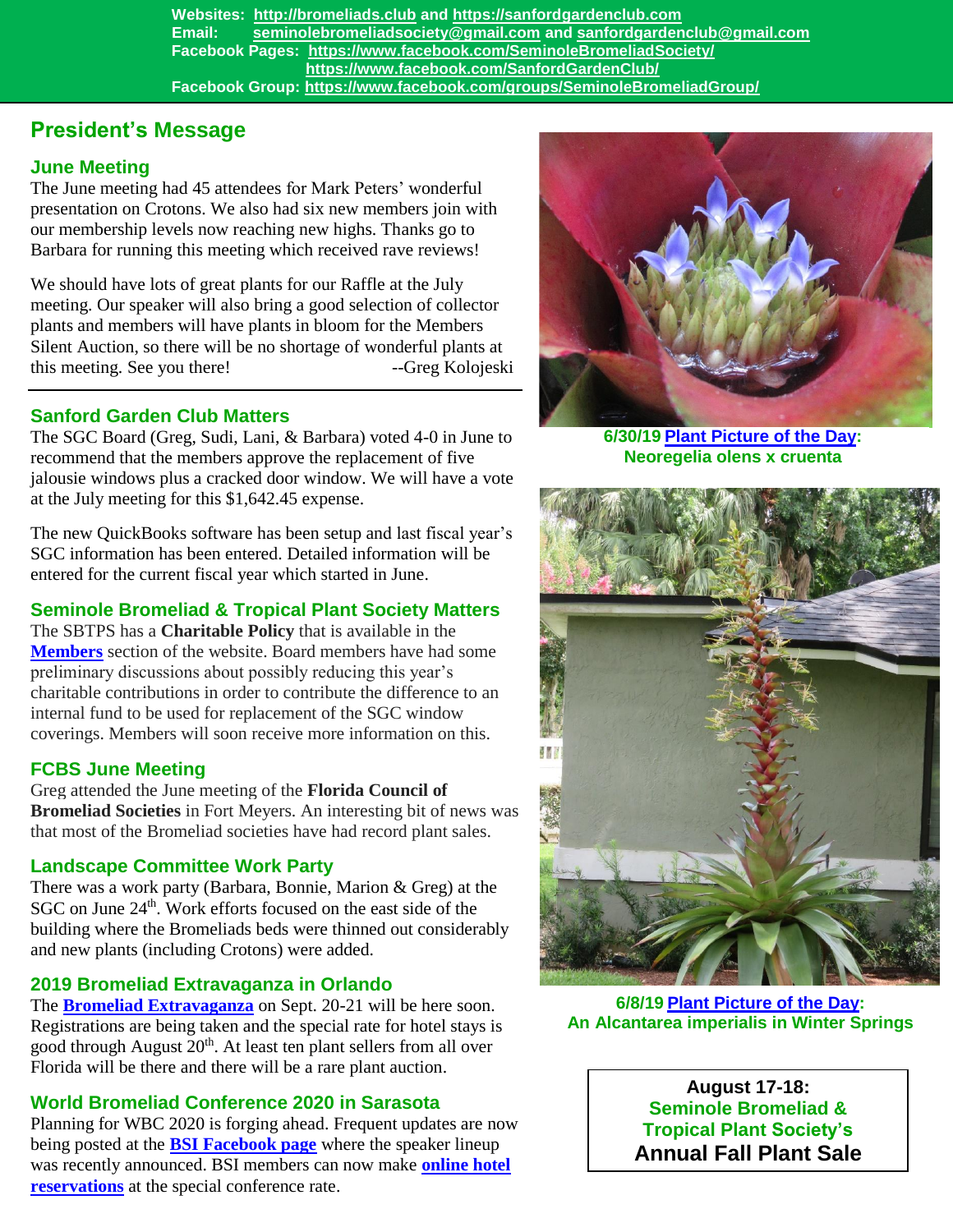**Websites:** http://bromeliads.club and https://sanfordgardenclub.com
**Email:** seminolebromeliadsociety@gmail.com and sanfordgardenclub@gmail.com
**Facebook Pages:** https://www.facebook.com/SeminoleBromeliadSociety/
https://www.facebook.com/SanfordGardenClub/
**Facebook Group:** https://www.facebook.com/groups/SeminoleBromeliadGroup/

## President's Message

### June Meeting

The June meeting had 45 attendees for Mark Peters' wonderful presentation on Crotons. We also had six new members join with our membership levels now reaching new highs. Thanks go to Barbara for running this meeting which received rave reviews!

We should have lots of great plants for our Raffle at the July meeting. Our speaker will also bring a good selection of collector plants and members will have plants in bloom for the Members Silent Auction, so there will be no shortage of wonderful plants at this meeting. See you there! --Greg Kolojeski

### Sanford Garden Club Matters

The SGC Board (Greg, Sudi, Lani, & Barbara) voted 4-0 in June to recommend that the members approve the replacement of five jalousie windows plus a cracked door window. We will have a vote at the July meeting for this $1,642.45 expense.

The new QuickBooks software has been setup and last fiscal year's SGC information has been entered. Detailed information will be entered for the current fiscal year which started in June.

### Seminole Bromeliad & Tropical Plant Society Matters

The SBTPS has a **Charitable Policy** that is available in the **Members** section of the website. Board members have had some preliminary discussions about possibly reducing this year's charitable contributions in order to contribute the difference to an internal fund to be used for replacement of the SGC window coverings. Members will soon receive more information on this.

### FCBS June Meeting

Greg attended the June meeting of the **Florida Council of Bromeliad Societies** in Fort Meyers. An interesting bit of news was that most of the Bromeliad societies have had record plant sales.

### Landscape Committee Work Party

There was a work party (Barbara, Bonnie, Marion & Greg) at the SGC on June 24th. Work efforts focused on the east side of the building where the Bromeliads beds were thinned out considerably and new plants (including Crotons) were added.

### 2019 Bromeliad Extravaganza in Orlando

The **Bromeliad Extravaganza** on Sept. 20-21 will be here soon. Registrations are being taken and the special rate for hotel stays is good through August 20th. At least ten plant sellers from all over Florida will be there and there will be a rare plant auction.

### World Bromeliad Conference 2020 in Sarasota

Planning for WBC 2020 is forging ahead. Frequent updates are now being posted at the **BSI Facebook page** where the speaker lineup was recently announced. BSI members can now make **online hotel reservations** at the special conference rate.

**6/30/19 Plant Picture of the Day: Neoregelia olens x cruenta**

**6/8/19 Plant Picture of the Day: An Alcantarea imperialis in Winter Springs**

**August 17-18:**
**Seminole Bromeliad & Tropical Plant Society's**
**Annual Fall Plant Sale**